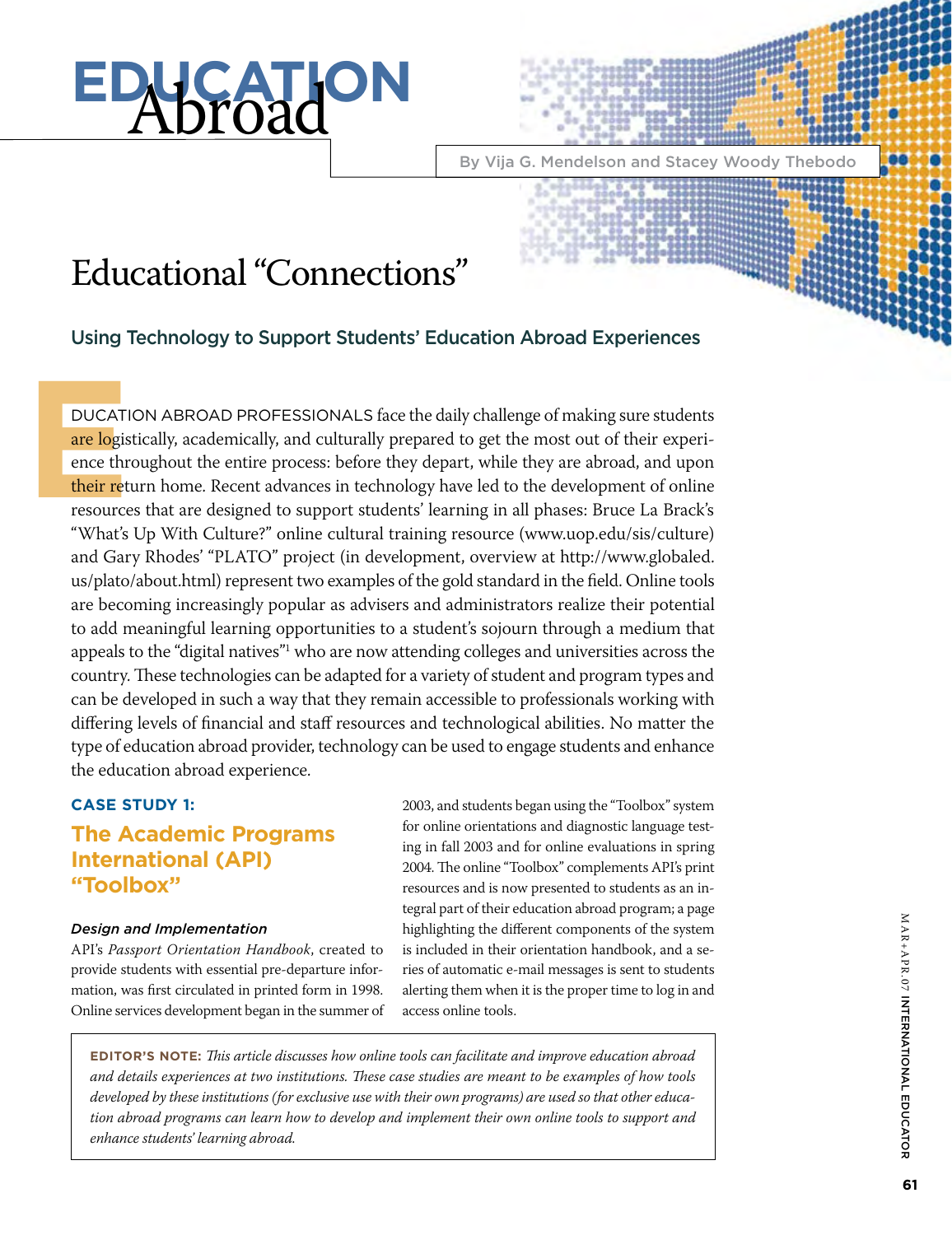# EDUCATION Abroad

By Vija G. Mendelson and Stacey Woody Thebodo

## Educational "Connections"

### Using Technology to Support Students' Education Abroad Experiences

EDUCATION ABROAD PROFESSIONALS face the daily challenge of making sure students are logistically, academically, and culturally prepared to get the most out of their experience throughout the entire process: before they depart, while they are abroad, and upon their return home. Recent advances in technology have led to the development of online resources that are designed to support students' learning in all phases: Bruce La Brack's "What's Up With Culture?" online cultural training resource (www.uop.edu/sis/culture) and Gary Rhodes' "PLATO" project (in development, overview at http://www.globaled.us/plato/about.html) represent two examples of the gold standard in the field. Online tools are becoming increasingly popular as advisers and administrators realize their potential to add meaningful learning opportunities to a student's sojourn through a medium that appeals to the "digital natives"[1] who are now attending colleges and universities across the country. These technologies can be adapted for a variety of student and program types and can be developed in such a way that they remain accessible to professionals working with differing levels of financial and staff resources and technological abilities. No matter the type of education abroad provider, technology can be used to engage students and enhance the education abroad experience.

**CASE STUDY 1:**

### The Academic Programs International (API) "Toolbox"

***Design and Implementation***

API's *Passport Orientation Handbook*, created to provide students with essential pre-departure information, was first circulated in printed form in 1998. Online services development began in the summer of 2003, and students began using the "Toolbox" system for online orientations and diagnostic language testing in fall 2003 and for online evaluations in spring 2004. The online "Toolbox" complements API's print resources and is now presented to students as an integral part of their education abroad program; a page highlighting the different components of the system is included in their orientation handbook, and a series of automatic e-mail messages is sent to students alerting them when it is the proper time to log in and access online tools.

**EDITOR'S NOTE:** *This article discusses how online tools can facilitate and improve education abroad and details experiences at two institutions. These case studies are meant to be examples of how tools developed by these institutions (for exclusive use with their own programs) are used so that other education abroad programs can learn how to develop and implement their own online tools to support and enhance students' learning abroad.*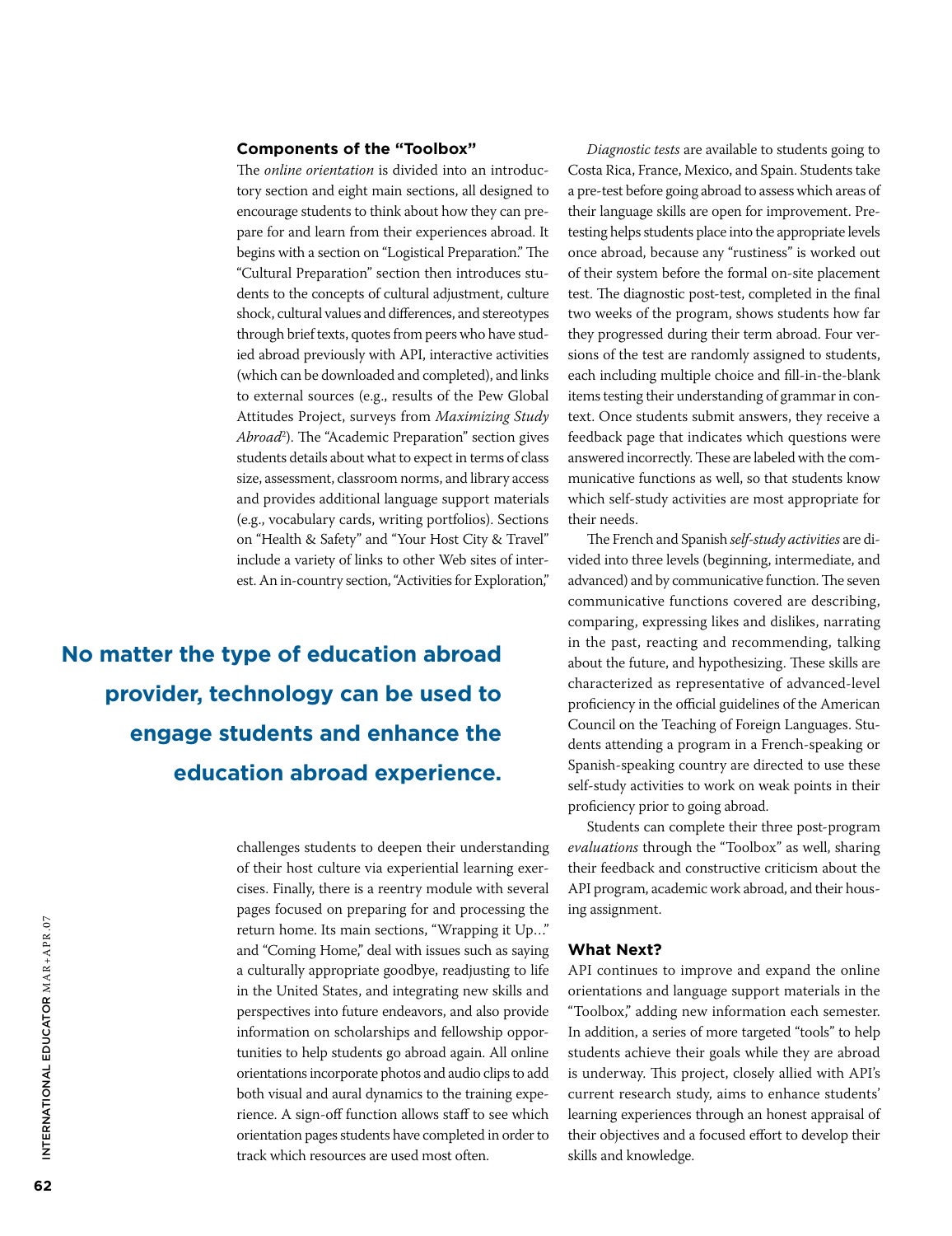### Components of the "Toolbox"

The *online orientation* is divided into an introductory section and eight main sections, all designed to encourage students to think about how they can prepare for and learn from their experiences abroad. It begins with a section on "Logistical Preparation." The "Cultural Preparation" section then introduces students to the concepts of cultural adjustment, culture shock, cultural values and differences, and stereotypes through brief texts, quotes from peers who have studied abroad previously with API, interactive activities (which can be downloaded and completed), and links to external sources (e.g., results of the Pew Global Attitudes Project, surveys from *Maximizing Study Abroad*[2]). The "Academic Preparation" section gives students details about what to expect in terms of class size, assessment, classroom norms, and library access and provides additional language support materials (e.g., vocabulary cards, writing portfolios). Sections on "Health & Safety" and "Your Host City & Travel" include a variety of links to other Web sites of interest. An in-country section, "Activities for Exploration," challenges students to deepen their understanding of their host culture via experiential learning exercises. Finally, there is a reentry module with several pages focused on preparing for and processing the return home. Its main sections, "Wrapping it Up…" and "Coming Home," deal with issues such as saying a culturally appropriate goodbye, readjusting to life in the United States, and integrating new skills and perspectives into future endeavors, and also provide information on scholarships and fellowship opportunities to help students go abroad again. All online orientations incorporate photos and audio clips to add both visual and aural dynamics to the training experience. A sign-off function allows staff to see which orientation pages students have completed in order to track which resources are used most often.

**No matter the type of education abroad provider, technology can be used to engage students and enhance the education abroad experience.**

*Diagnostic tests* are available to students going to Costa Rica, France, Mexico, and Spain. Students take a pre-test before going abroad to assess which areas of their language skills are open for improvement. Pre-testing helps students place into the appropriate levels once abroad, because any "rustiness" is worked out of their system before the formal on-site placement test. The diagnostic post-test, completed in the final two weeks of the program, shows students how far they progressed during their term abroad. Four versions of the test are randomly assigned to students, each including multiple choice and fill-in-the-blank items testing their understanding of grammar in context. Once students submit answers, they receive a feedback page that indicates which questions were answered incorrectly. These are labeled with the communicative functions as well, so that students know which self-study activities are most appropriate for their needs.

The French and Spanish *self-study activities* are divided into three levels (beginning, intermediate, and advanced) and by communicative function. The seven communicative functions covered are describing, comparing, expressing likes and dislikes, narrating in the past, reacting and recommending, talking about the future, and hypothesizing. These skills are characterized as representative of advanced-level proficiency in the official guidelines of the American Council on the Teaching of Foreign Languages. Students attending a program in a French-speaking or Spanish-speaking country are directed to use these self-study activities to work on weak points in their proficiency prior to going abroad.

Students can complete their three post-program *evaluations* through the "Toolbox" as well, sharing their feedback and constructive criticism about the API program, academic work abroad, and their housing assignment.

### What Next?

API continues to improve and expand the online orientations and language support materials in the "Toolbox," adding new information each semester. In addition, a series of more targeted "tools" to help students achieve their goals while they are abroad is underway. This project, closely allied with API's current research study, aims to enhance students' learning experiences through an honest appraisal of their objectives and a focused effort to develop their skills and knowledge.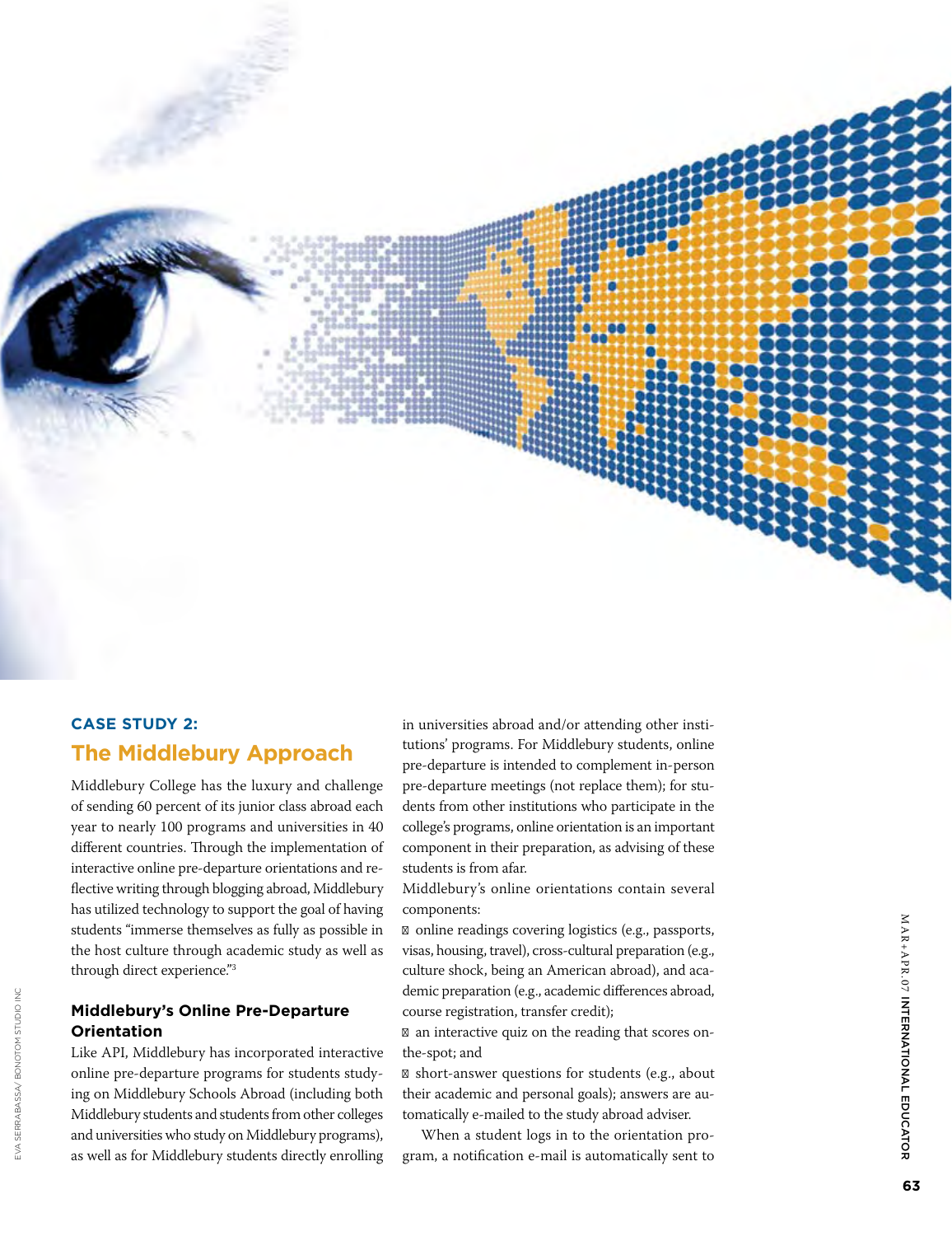## CASE STUDY 2:

## The Middlebury Approach

Middlebury College has the luxury and challenge of sending 60 percent of its junior class abroad each year to nearly 100 programs and universities in 40 different countries. Through the implementation of interactive online pre-departure orientations and reflective writing through blogging abroad, Middlebury has utilized technology to support the goal of having students "immerse themselves as fully as possible in the host culture through academic study as well as through direct experience."[3]

### Middlebury's Online Pre-Departure Orientation

Like API, Middlebury has incorporated interactive online pre-departure programs for students studying on Middlebury Schools Abroad (including both Middlebury students and students from other colleges and universities who study on Middlebury programs), as well as for Middlebury students directly enrolling in universities abroad and/or attending other institutions' programs. For Middlebury students, online pre-departure is intended to complement in-person pre-departure meetings (not replace them); for students from other institutions who participate in the college's programs, online orientation is an important component in their preparation, as advising of these students is from afar.

Middlebury's online orientations contain several components:

- online readings covering logistics (e.g., passports, visas, housing, travel), cross-cultural preparation (e.g., culture shock, being an American abroad), and academic preparation (e.g., academic differences abroad, course registration, transfer credit);
- an interactive quiz on the reading that scores on-the-spot; and
- short-answer questions for students (e.g., about their academic and personal goals); answers are automatically e-mailed to the study abroad adviser.

When a student logs in to the orientation program, a notification e-mail is automatically sent to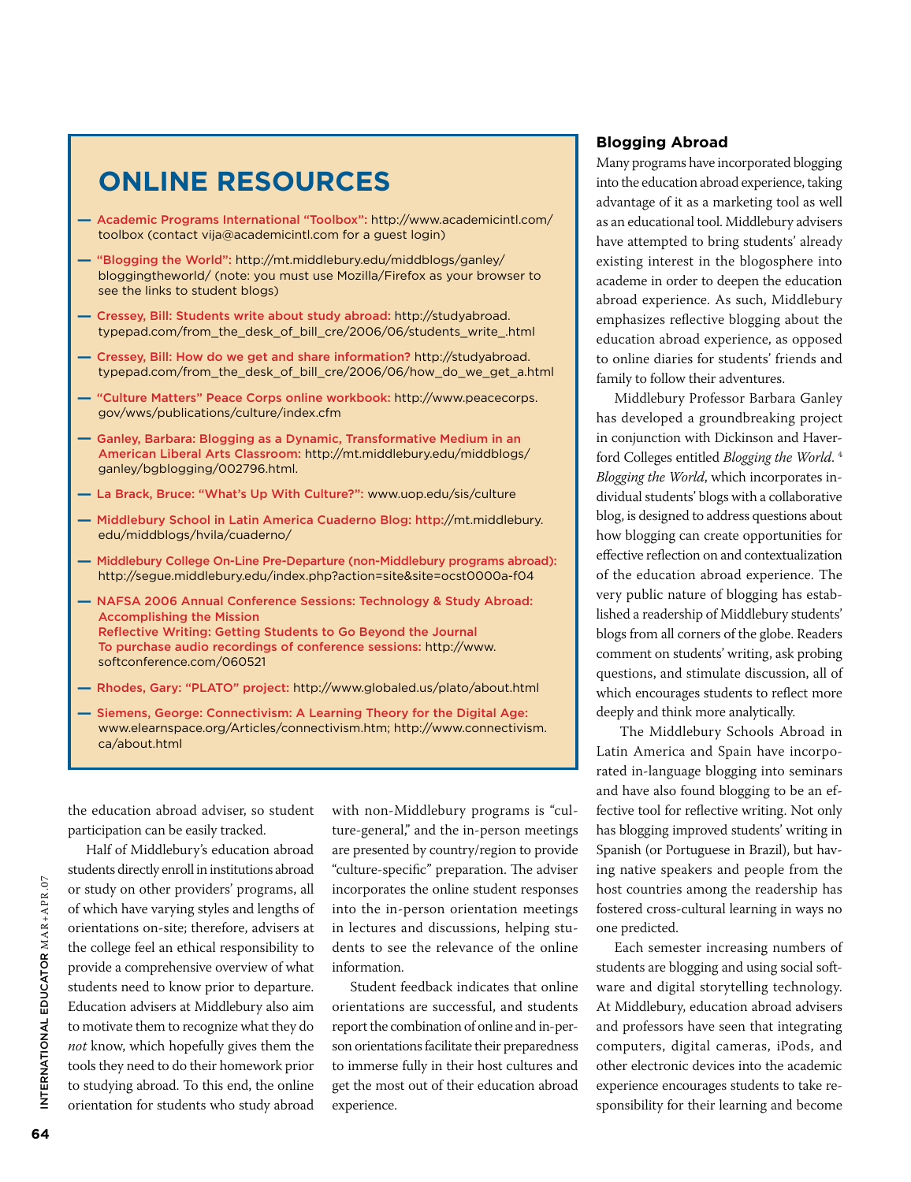## ONLINE RESOURCES

- **Academic Programs International "Toolbox":** http://www.academicintl.com/toolbox (contact vija@academicintl.com for a guest login)
- **"Blogging the World":** http://mt.middlebury.edu/middblogs/ganley/bloggingtheworld/ (note: you must use Mozilla/Firefox as your browser to see the links to student blogs)
- **Cressey, Bill: Students write about study abroad:** http://studyabroad.typepad.com/from_the_desk_of_bill_cre/2006/06/students_write_.html
- **Cressey, Bill: How do we get and share information?** http://studyabroad.typepad.com/from_the_desk_of_bill_cre/2006/06/how_do_we_get_a.html
- **"Culture Matters" Peace Corps online workbook:** http://www.peacecorps.gov/wws/publications/culture/index.cfm
- **Ganley, Barbara: Blogging as a Dynamic, Transformative Medium in an American Liberal Arts Classroom:** http://mt.middlebury.edu/middblogs/ganley/bgblogging/002796.html.
- **La Brack, Bruce: "What's Up With Culture?":** www.uop.edu/sis/culture
- **Middlebury School in Latin America Cuaderno Blog:** http://mt.middlebury.edu/middblogs/hvila/cuaderno/
- **Middlebury College On-Line Pre-Departure (non-Middlebury programs abroad):** http://segue.middlebury.edu/index.php?action=site&site=ocst0000a-f04
- **NAFSA 2006 Annual Conference Sessions: Technology & Study Abroad: Accomplishing the Mission**
  **Reflective Writing: Getting Students to Go Beyond the Journal**
  **To purchase audio recordings of conference sessions:** http://www.softconference.com/060521
- **Rhodes, Gary: "PLATO" project:** http://www.globaled.us/plato/about.html
- **Siemens, George: Connectivism: A Learning Theory for the Digital Age:** www.elearnspace.org/Articles/connectivism.htm; http://www.connectivism.ca/about.html

the education abroad adviser, so student participation can be easily tracked.

Half of Middlebury's education abroad students directly enroll in institutions abroad or study on other providers' programs, all of which have varying styles and lengths of orientations on-site; therefore, advisers at the college feel an ethical responsibility to provide a comprehensive overview of what students need to know prior to departure. Education advisers at Middlebury also aim to motivate them to recognize what they do *not* know, which hopefully gives them the tools they need to do their homework prior to studying abroad. To this end, the online orientation for students who study abroad with non-Middlebury programs is "culture-general," and the in-person meetings are presented by country/region to provide "culture-specific" preparation. The adviser incorporates the online student responses into the in-person orientation meetings in lectures and discussions, helping students to see the relevance of the online information.

Student feedback indicates that online orientations are successful, and students report the combination of online and in-person orientations facilitate their preparedness to immerse fully in their host cultures and get the most out of their education abroad experience.

### Blogging Abroad

Many programs have incorporated blogging into the education abroad experience, taking advantage of it as a marketing tool as well as an educational tool. Middlebury advisers have attempted to bring students' already existing interest in the blogosphere into academe in order to deepen the education abroad experience. As such, Middlebury emphasizes reflective blogging about the education abroad experience, as opposed to online diaries for students' friends and family to follow their adventures.

Middlebury Professor Barbara Ganley has developed a groundbreaking project in conjunction with Dickinson and Haverford Colleges entitled *Blogging the World*.[4] *Blogging the World*, which incorporates individual students' blogs with a collaborative blog, is designed to address questions about how blogging can create opportunities for effective reflection on and contextualization of the education abroad experience. The very public nature of blogging has established a readership of Middlebury students' blogs from all corners of the globe. Readers comment on students' writing, ask probing questions, and stimulate discussion, all of which encourages students to reflect more deeply and think more analytically.

The Middlebury Schools Abroad in Latin America and Spain have incorporated in-language blogging into seminars and have also found blogging to be an effective tool for reflective writing. Not only has blogging improved students' writing in Spanish (or Portuguese in Brazil), but having native speakers and people from the host countries among the readership has fostered cross-cultural learning in ways no one predicted.

Each semester increasing numbers of students are blogging and using social software and digital storytelling technology. At Middlebury, education abroad advisers and professors have seen that integrating computers, digital cameras, iPods, and other electronic devices into the academic experience encourages students to take responsibility for their learning and become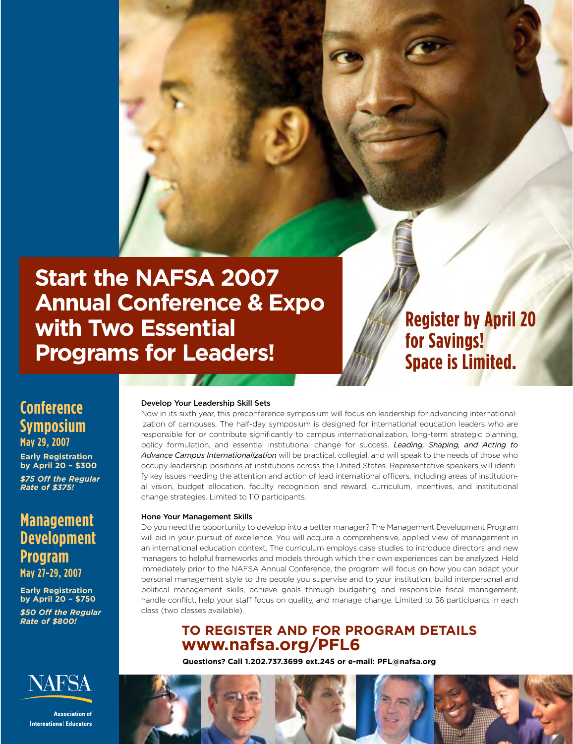# Start the NAFSA 2007 Annual Conference & Expo with Two Essential Programs for Leaders!

**Register by April 20 for Savings! Space is Limited.**

## Conference Symposium

**May 29, 2007**

**Early Registration by April 20 – $300**

***$75 Off the Regular Rate of $375!***

## Management Development Program

**May 27–29, 2007**

**Early Registration by April 20 – $750**

***$50 Off the Regular Rate of $800!***

### Develop Your Leadership Skill Sets

Now in its sixth year, this preconference symposium will focus on leadership for advancing internationalization of campuses. The half-day symposium is designed for international education leaders who are responsible for or contribute significantly to campus internationalization, long-term strategic planning, policy formulation, and essential institutional change for success. *Leading, Shaping, and Acting to Advance Campus Internationalization* will be practical, collegial, and will speak to the needs of those who occupy leadership positions at institutions across the United States. Representative speakers will identify key issues needing the attention and action of lead international officers, including areas of institutional vision, budget allocation, faculty recognition and reward, curriculum, incentives, and institutional change strategies. Limited to 110 participants.

### Hone Your Management Skills

Do you need the opportunity to develop into a better manager? The Management Development Program will aid in your pursuit of excellence. You will acquire a comprehensive, applied view of management in an international education context. The curriculum employs case studies to introduce directors and new managers to helpful frameworks and models through which their own experiences can be analyzed. Held immediately prior to the NAFSA Annual Conference, the program will focus on how you can adapt your personal management style to the people you supervise and to your institution, build interpersonal and political management skills, achieve goals through budgeting and responsible fiscal management, handle conflict, help your staff focus on quality, and manage change. Limited to 36 participants in each class (two classes available).

## TO REGISTER AND FOR PROGRAM DETAILS www.nafsa.org/PFL6

**Questions? Call 1.202.737.3699 ext.245 or e-mail: PFL@nafsa.org**

NAFSA

Association of International Educators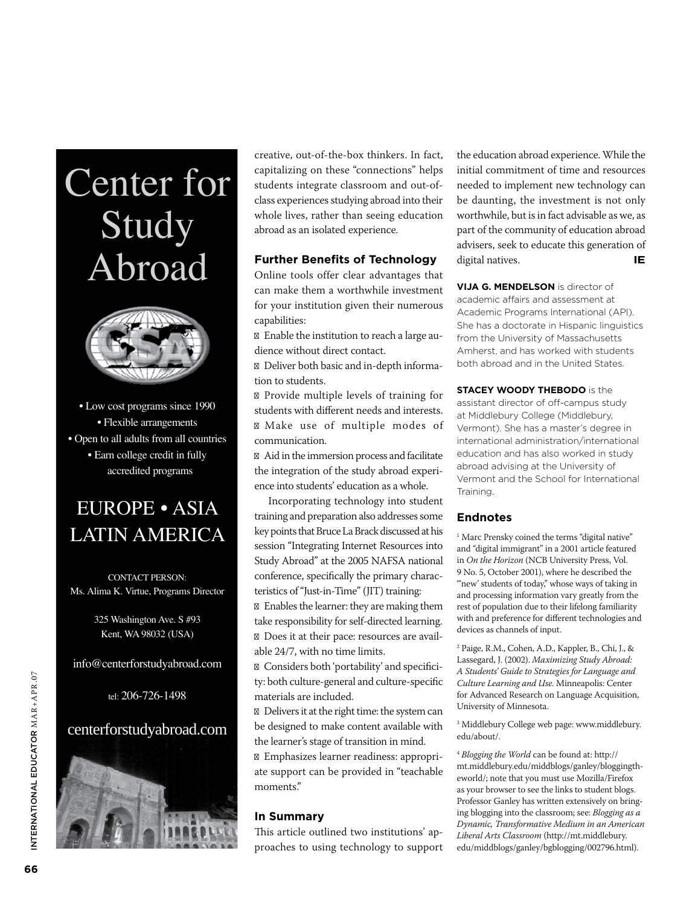# Center for Study Abroad

- Low cost programs since 1990
- Flexible arrangements
- Open to all adults from all countries
- Earn college credit in fully accredited programs

EUROPE • ASIA
LATIN AMERICA

CONTACT PERSON:
Ms. Alima K. Virtue, Programs Director

325 Washington Ave. S #93
Kent, WA 98032 (USA)

info@centerforstudyabroad.com

tel: 206-726-1498

centerforstudyabroad.com

creative, out-of-the-box thinkers. In fact, capitalizing on these "connections" helps students integrate classroom and out-of-class experiences studying abroad into their whole lives, rather than seeing education abroad as an isolated experience.

### Further Benefits of Technology

Online tools offer clear advantages that can make them a worthwhile investment for your institution given their numerous capabilities:

- Enable the institution to reach a large audience without direct contact.
- Deliver both basic and in-depth information to students.
- Provide multiple levels of training for students with different needs and interests.
- Make use of multiple modes of communication.
- Aid in the immersion process and facilitate the integration of the study abroad experience into students' education as a whole.

Incorporating technology into student training and preparation also addresses some key points that Bruce La Brack discussed at his session "Integrating Internet Resources into Study Abroad" at the 2005 NAFSA national conference, specifically the primary characteristics of "Just-in-Time" (JIT) training:

- Enables the learner: they are making them take responsibility for self-directed learning.
- Does it at their pace: resources are available 24/7, with no time limits.
- Considers both 'portability' and specificity: both culture-general and culture-specific materials are included.
- Delivers it at the right time: the system can be designed to make content available with the learner's stage of transition in mind.
- Emphasizes learner readiness: appropriate support can be provided in "teachable moments."

### In Summary

This article outlined two institutions' approaches to using technology to support the education abroad experience. While the initial commitment of time and resources needed to implement new technology can be daunting, the investment is not only worthwhile, but is in fact advisable as we, as part of the community of education abroad advisers, seek to educate this generation of digital natives. **IE**

**VIJA G. MENDELSON** is director of academic affairs and assessment at Academic Programs International (API). She has a doctorate in Hispanic linguistics from the University of Massachusetts Amherst, and has worked with students both abroad and in the United States.

**STACEY WOODY THEBODO** is the assistant director of off-campus study at Middlebury College (Middlebury, Vermont). She has a master's degree in international administration/international education and has also worked in study abroad advising at the University of Vermont and the School for International Training.

### Endnotes

[1] Marc Prensky coined the terms "digital native" and "digital immigrant" in a 2001 article featured in *On the Horizon* (NCB University Press, Vol. 9 No. 5, October 2001), where he described the "'new' students of today," whose ways of taking in and processing information vary greatly from the rest of population due to their lifelong familiarity with and preference for different technologies and devices as channels of input.

[2] Paige, R.M., Cohen, A.D., Kappler, B., Chi, J., & Lassegard, J. (2002). *Maximizing Study Abroad: A Students' Guide to Strategies for Language and Culture Learning and Use.* Minneapolis: Center for Advanced Research on Language Acquisition, University of Minnesota.

[3] Middlebury College web page: www.middlebury.edu/about/.

[4] *Blogging the World* can be found at: http://mt.middlebury.edu/middblogs/ganley/bloggingtheworld/; note that you must use Mozilla/Firefox as your browser to see the links to student blogs. Professor Ganley has written extensively on bringing blogging into the classroom; see: *Blogging as a Dynamic, Transformative Medium in an American Liberal Arts Classroom* (http://mt.middlebury.edu/middblogs/ganley/bgblogging/002796.html).